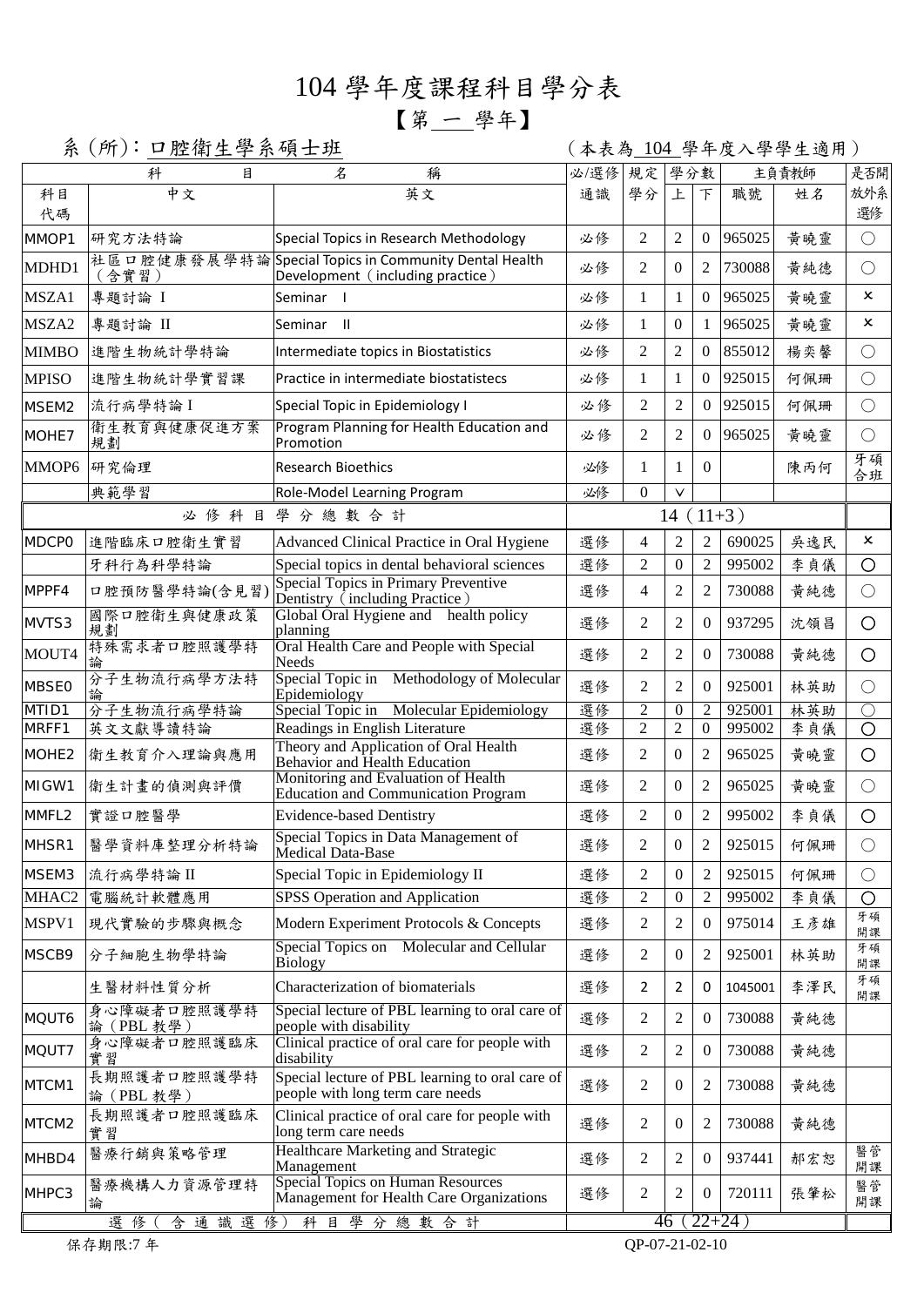# 104 學年度課程科目學分表

## 【第 一 學年】

系 (所)：口腔衛生學系碩士班　　　　（本表為 104 學年度入學學生適用）

| 科目代碼 | 中文 | 英文 | 必/選修 通識 | 規定學分 | 學分數 上 | 學分數 下 | 主負責教師 職號 | 主負責教師 姓名 | 是否開放外系選修 |
|---|---|---|---|---|---|---|---|---|---|
| MMOP1 | 研究方法特論 | Special Topics in Research Methodology | 必修 | 2 | 2 | 0 | 965025 | 黃曉靈 | ○ |
| MDHD1 | 社區口腔健康發展學特論（含實習） | Special Topics in Community Dental Health Development（including practice） | 必修 | 2 | 0 | 2 | 730088 | 黃純德 | ○ |
| MSZA1 | 專題討論 I | Seminar I | 必修 | 1 | 1 | 0 | 965025 | 黃曉靈 | × |
| MSZA2 | 專題討論 II | Seminar II | 必修 | 1 | 0 | 1 | 965025 | 黃曉靈 | × |
| MIMBO | 進階生物統計學特論 | Intermediate topics in Biostatistics | 必修 | 2 | 2 | 0 | 855012 | 楊奕馨 | ○ |
| MPISO | 進階生物統計學實習課 | Practice in intermediate biostatistecs | 必修 | 1 | 1 | 0 | 925015 | 何佩珊 | ○ |
| MSEM2 | 流行病學特論 I | Special Topic in Epidemiology I | 必修 | 2 | 2 | 0 | 925015 | 何佩珊 | ○ |
| MOHE7 | 衛生教育與健康促進方案規劃 | Program Planning for Health Education and Promotion | 必修 | 2 | 2 | 0 | 965025 | 黃曉靈 | ○ |
| MMOP6 | 研究倫理 | Research Bioethics | 必修 | 1 | 1 | 0 | | 陳丙何 | 牙碩合班 |
| | 典範學習 | Role-Model Learning Program | 必修 | 0 | V | | | | |
| 必修科目學分總數合計 | | | 14（11+3） | | | | | | |
| MDCP0 | 進階臨床口腔衛生實習 | Advanced Clinical Practice in Oral Hygiene | 選修 | 4 | 2 | 2 | 690025 | 吳逸民 | × |
| | 牙科行為科學特論 | Special topics in dental behavioral sciences | 選修 | 2 | 0 | 2 | 995002 | 李貞儀 | ○ |
| MPPF4 | 口腔預防醫學特論(含見習) | Special Topics in Primary Preventive Dentistry（including Practice） | 選修 | 4 | 2 | 2 | 730088 | 黃純德 | ○ |
| MVTS3 | 國際口腔衛生與健康政策規劃 | Global Oral Hygiene and health policy planning | 選修 | 2 | 2 | 0 | 937295 | 沈領昌 | ○ |
| MOUT4 | 特殊需求者口腔照護學特論 | Oral Health Care and People with Special Needs | 選修 | 2 | 2 | 0 | 730088 | 黃純德 | ○ |
| MBSE0 | 分子生物流行病學方法特論 | Special Topic in Methodology of Molecular Epidemiology | 選修 | 2 | 2 | 0 | 925001 | 林英助 | ○ |
| MTID1 | 分子生物流行病學特論 | Special Topic in Molecular Epidemiology | 選修 | 2 | 0 | 2 | 925001 | 林英助 | ○ |
| MRFF1 | 英文文獻導讀特論 | Readings in English Literature | 選修 | 2 | 2 | 0 | 995002 | 李貞儀 | ○ |
| MOHE2 | 衛生教育介入理論與應用 | Theory and Application of Oral Health Behavior and Health Education | 選修 | 2 | 0 | 2 | 965025 | 黃曉靈 | ○ |
| MIGW1 | 衛生計畫的偵測與評價 | Monitoring and Evaluation of Health Education and Communication Program | 選修 | 2 | 0 | 2 | 965025 | 黃曉靈 | ○ |
| MMFL2 | 實證口腔醫學 | Evidence-based Dentistry | 選修 | 2 | 0 | 2 | 995002 | 李貞儀 | ○ |
| MHSR1 | 醫學資料庫整理分析特論 | Special Topics in Data Management of Medical Data-Base | 選修 | 2 | 0 | 2 | 925015 | 何佩珊 | ○ |
| MSEM3 | 流行病學特論 II | Special Topic in Epidemiology II | 選修 | 2 | 0 | 2 | 925015 | 何佩珊 | ○ |
| MHAC2 | 電腦統計軟體應用 | SPSS Operation and Application | 選修 | 2 | 0 | 2 | 995002 | 李貞儀 | ○ |
| MSPV1 | 現代實驗的步驟與概念 | Modern Experiment Protocols & Concepts | 選修 | 2 | 2 | 0 | 975014 | 王彥雄 | 牙碩開課 |
| MSCB9 | 分子細胞生物學特論 | Special Topics on Molecular and Cellular Biology | 選修 | 2 | 0 | 2 | 925001 | 林英助 | 牙碩開課 |
| | 生醫材料性質分析 | Characterization of biomaterials | 選修 | 2 | 2 | 0 | 1045001 | 李澤民 | 牙碩開課 |
| MQUT6 | 身心障礙者口腔照護學特論（PBL 教學） | Special lecture of PBL learning to oral care of people with disability | 選修 | 2 | 2 | 0 | 730088 | 黃純德 | |
| MQUT7 | 身心障礙者口腔照護臨床實習 | Clinical practice of oral care for people with disability | 選修 | 2 | 2 | 0 | 730088 | 黃純德 | |
| MTCM1 | 長期照護者口腔照護學特論（PBL 教學） | Special lecture of PBL learning to oral care of people with long term care needs | 選修 | 2 | 0 | 2 | 730088 | 黃純德 | |
| MTCM2 | 長期照護者口腔照護臨床實習 | Clinical practice of oral care for people with long term care needs | 選修 | 2 | 0 | 2 | 730088 | 黃純德 | |
| MHBD4 | 醫療行銷與策略管理 | Healthcare Marketing and Strategic Management | 選修 | 2 | 2 | 0 | 937441 | 郝宏恕 | 醫管開課 |
| MHPC3 | 醫療機構人力資源管理特論 | Special Topics on Human Resources Management for Health Care Organizations | 選修 | 2 | 2 | 0 | 720111 | 張肇松 | 醫管開課 |
| 選修（含通識選修）科目學分總數合計 | | | 46（22+24） | | | | | | |

保存期限:7 年　　　　QP-07-21-02-10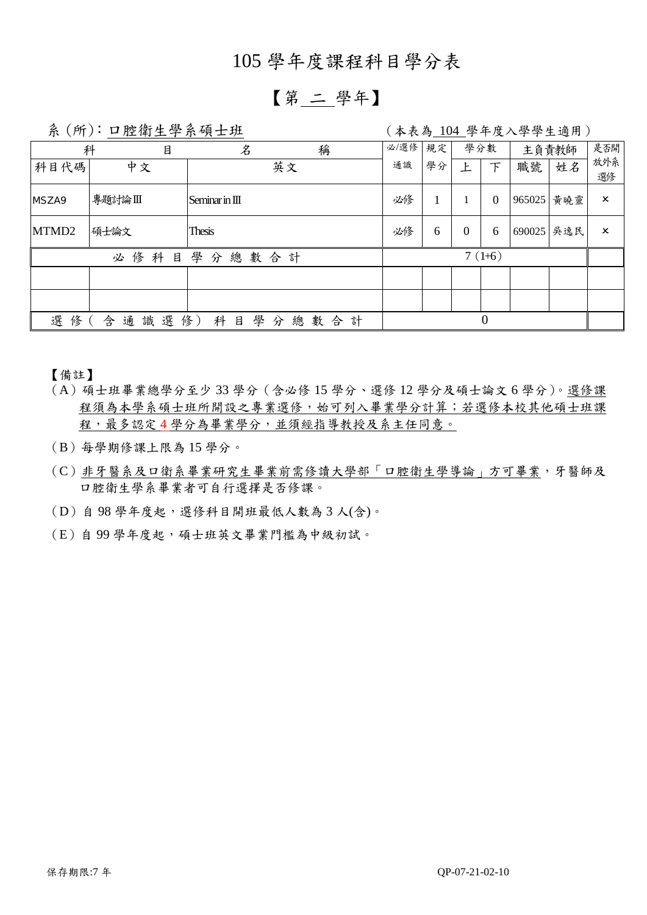# 105 學年度課程科目學分表

## 【第 二 學年】

系 (所)：口腔衛生學系碩士班　　　　　　　　　　(本表為 104 學年度入學學生適用)

| 科目代碼 | 中文 | 英文 | 必/選修 通識 | 規定 學分 | 學分數 上 | 學分數 下 | 主負責教師 職號 | 主負責教師 姓名 | 是否開放外系選修 |
|---|---|---|---|---|---|---|---|---|---|
| MSZA9 | 專題討論Ⅲ | Seminar in Ⅲ | 必修 | 1 | 1 | 0 | 965025 | 黃曉靈 | × |
| MTMD2 | 碩士論文 | Thesis | 必修 | 6 | 0 | 6 | 690025 | 吳逸民 | × |
| 必修科目學分總數合計 | | | 7 (1+6) | | | | | | |
| | | | | | | | | | |
| | | | | | | | | | |
| 選修（含通識選修）科目學分總數合計 | | | 0 | | | | | | |

【備註】

(A) 碩士班畢業總學分至少 33 學分（含必修 15 學分、選修 12 學分及碩士論文 6 學分）。選修課程須為本學系碩士班所開設之專業選修，始可列入畢業學分計算；若選修本校其他碩士班課程，最多認定 4 學分為畢業學分，並須經指導教授及系主任同意。

(B) 每學期修課上限為 15 學分。

(C) 非牙醫系及口衛系畢業研究生畢業前需修讀大學部「口腔衛生學導論」方可畢業，牙醫師及口腔衛生學系畢業者可自行選擇是否修課。

(D) 自 98 學年度起，選修科目開班最低人數為 3 人(含)。

(E) 自 99 學年度起，碩士班英文畢業門檻為中級初試。

保存期限:7 年　　　　QP-07-21-02-10